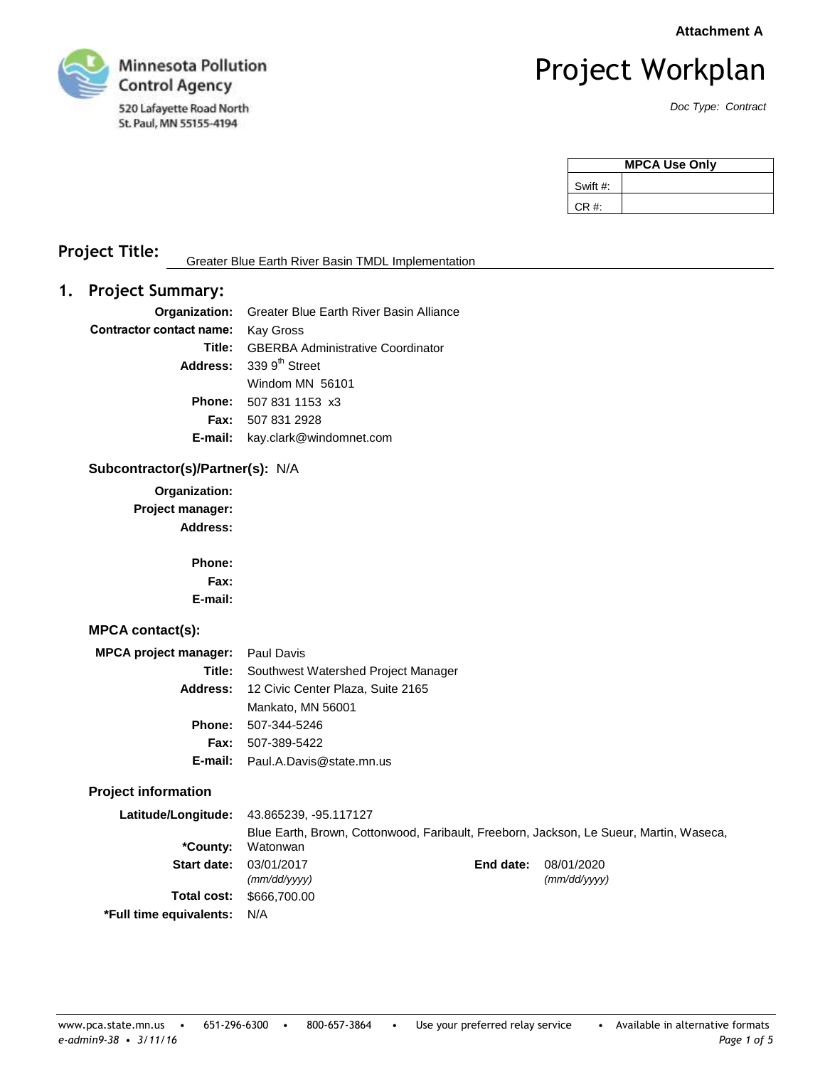Attachment A

Minnesota Pollution Control Agency
520 Lafayette Road North
St. Paul, MN 55155-4194

# Project Workplan

*Doc Type: Contract*

| MPCA Use Only | |
|---|---|
| Swift #: | |
| CR #: | |

**Project Title:** Greater Blue Earth River Basin TMDL Implementation

## 1. Project Summary:

**Organization:** Greater Blue Earth River Basin Alliance
**Contractor contact name:** Kay Gross
**Title:** GBERBA Administrative Coordinator
**Address:** 339 9th Street
Windom MN 56101
**Phone:** 507 831 1153 x3
**Fax:** 507 831 2928
**E-mail:** kay.clark@windomnet.com

### Subcontractor(s)/Partner(s): N/A

**Organization:**
**Project manager:**
**Address:**

**Phone:**
**Fax:**
**E-mail:**

### MPCA contact(s):

**MPCA project manager:** Paul Davis
**Title:** Southwest Watershed Project Manager
**Address:** 12 Civic Center Plaza, Suite 2165
Mankato, MN 56001
**Phone:** 507-344-5246
**Fax:** 507-389-5422
**E-mail:** Paul.A.Davis@state.mn.us

### Project information

**Latitude/Longitude:** 43.865239, -95.117127
***County:** Blue Earth, Brown, Cottonwood, Faribault, Freeborn, Jackson, Le Sueur, Martin, Waseca, Watonwan
**Start date:** 03/01/2017 *(mm/dd/yyyy)* **End date:** 08/01/2020 *(mm/dd/yyyy)*
**Total cost:** $666,700.00
***Full time equivalents:** N/A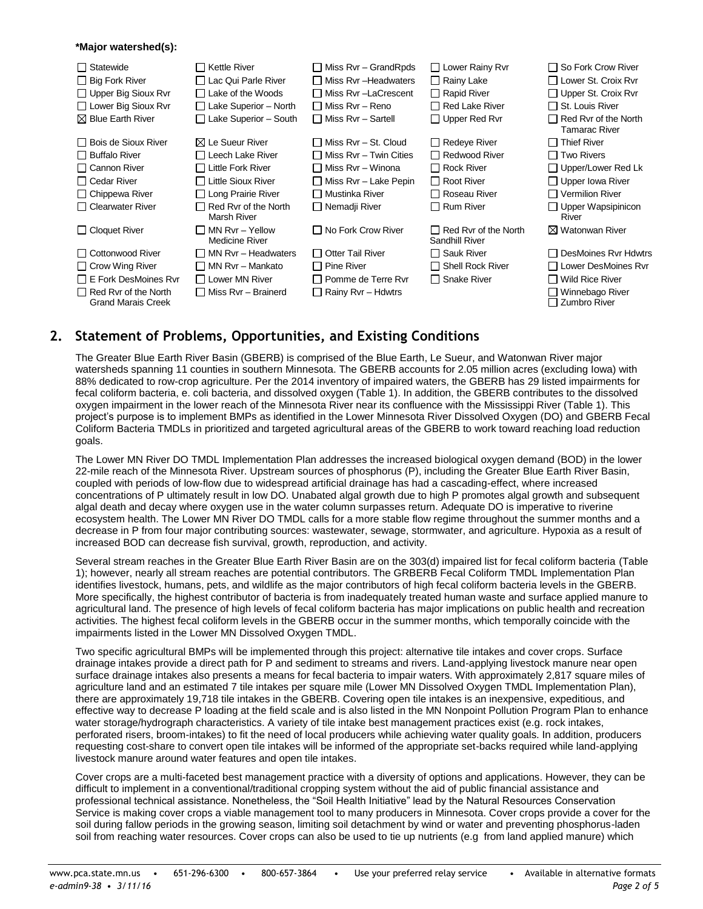**\*Major watershed(s):**

| | | | | |
|---|---|---|---|---|
| ☐ Statewide | ☐ Kettle River | ☐ Miss Rvr – GrandRpds | ☐ Lower Rainy Rvr | ☐ So Fork Crow River |
| ☐ Big Fork River | ☐ Lac Qui Parle River | ☐ Miss Rvr –Headwaters | ☐ Rainy Lake | ☐ Lower St. Croix Rvr |
| ☐ Upper Big Sioux Rvr | ☐ Lake of the Woods | ☐ Miss Rvr –LaCrescent | ☐ Rapid River | ☐ Upper St. Croix Rvr |
| ☐ Lower Big Sioux Rvr | ☐ Lake Superior – North | ☐ Miss Rvr – Reno | ☐ Red Lake River | ☐ St. Louis River |
| ☒ Blue Earth River | ☐ Lake Superior – South | ☐ Miss Rvr – Sartell | ☐ Upper Red Rvr | ☐ Red Rvr of the North Tamarac River |
| ☐ Bois de Sioux River | ☒ Le Sueur River | ☐ Miss Rvr – St. Cloud | ☐ Redeye River | ☐ Thief River |
| ☐ Buffalo River | ☐ Leech Lake River | ☐ Miss Rvr – Twin Cities | ☐ Redwood River | ☐ Two Rivers |
| ☐ Cannon River | ☐ Little Fork River | ☐ Miss Rvr – Winona | ☐ Rock River | ☐ Upper/Lower Red Lk |
| ☐ Cedar River | ☐ Little Sioux River | ☐ Miss Rvr – Lake Pepin | ☐ Root River | ☐ Upper Iowa River |
| ☐ Chippewa River | ☐ Long Prairie River | ☐ Mustinka River | ☐ Roseau River | ☐ Vermilion River |
| ☐ Clearwater River | ☐ Red Rvr of the North Marsh River | ☐ Nemadji River | ☐ Rum River | ☐ Upper Wapsipinicon River |
| ☐ Cloquet River | ☐ MN Rvr – Yellow Medicine River | ☐ No Fork Crow River | ☐ Red Rvr of the North Sandhill River | ☒ Watonwan River |
| ☐ Cottonwood River | ☐ MN Rvr – Headwaters | ☐ Otter Tail River | ☐ Sauk River | ☐ DesMoines Rvr Hdwtrs |
| ☐ Crow Wing River | ☐ MN Rvr – Mankato | ☐ Pine River | ☐ Shell Rock River | ☐ Lower DesMoines Rvr |
| ☐ E Fork DesMoines Rvr | ☐ Lower MN River | ☐ Pomme de Terre Rvr | ☐ Snake River | ☐ Wild Rice River |
| ☐ Red Rvr of the North Grand Marais Creek | ☐ Miss Rvr – Brainerd | ☐ Rainy Rvr – Hdwtrs | | ☐ Winnebago River<br>☐ Zumbro River |

## 2. Statement of Problems, Opportunities, and Existing Conditions

The Greater Blue Earth River Basin (GBERB) is comprised of the Blue Earth, Le Sueur, and Watonwan River major watersheds spanning 11 counties in southern Minnesota. The GBERB accounts for 2.05 million acres (excluding Iowa) with 88% dedicated to row-crop agriculture. Per the 2014 inventory of impaired waters, the GBERB has 29 listed impairments for fecal coliform bacteria, e. coli bacteria, and dissolved oxygen (Table 1). In addition, the GBERB contributes to the dissolved oxygen impairment in the lower reach of the Minnesota River near its confluence with the Mississippi River (Table 1). This project's purpose is to implement BMPs as identified in the Lower Minnesota River Dissolved Oxygen (DO) and GBERB Fecal Coliform Bacteria TMDLs in prioritized and targeted agricultural areas of the GBERB to work toward reaching load reduction goals.

The Lower MN River DO TMDL Implementation Plan addresses the increased biological oxygen demand (BOD) in the lower 22-mile reach of the Minnesota River. Upstream sources of phosphorus (P), including the Greater Blue Earth River Basin, coupled with periods of low-flow due to widespread artificial drainage has had a cascading-effect, where increased concentrations of P ultimately result in low DO. Unabated algal growth due to high P promotes algal growth and subsequent algal death and decay where oxygen use in the water column surpasses return. Adequate DO is imperative to riverine ecosystem health. The Lower MN River DO TMDL calls for a more stable flow regime throughout the summer months and a decrease in P from four major contributing sources: wastewater, sewage, stormwater, and agriculture. Hypoxia as a result of increased BOD can decrease fish survival, growth, reproduction, and activity.

Several stream reaches in the Greater Blue Earth River Basin are on the 303(d) impaired list for fecal coliform bacteria (Table 1); however, nearly all stream reaches are potential contributors. The GRBERB Fecal Coliform TMDL Implementation Plan identifies livestock, humans, pets, and wildlife as the major contributors of high fecal coliform bacteria levels in the GBERB. More specifically, the highest contributor of bacteria is from inadequately treated human waste and surface applied manure to agricultural land. The presence of high levels of fecal coliform bacteria has major implications on public health and recreation activities. The highest fecal coliform levels in the GBERB occur in the summer months, which temporally coincide with the impairments listed in the Lower MN Dissolved Oxygen TMDL.

Two specific agricultural BMPs will be implemented through this project: alternative tile intakes and cover crops. Surface drainage intakes provide a direct path for P and sediment to streams and rivers. Land-applying livestock manure near open surface drainage intakes also presents a means for fecal bacteria to impair waters. With approximately 2,817 square miles of agriculture land and an estimated 7 tile intakes per square mile (Lower MN Dissolved Oxygen TMDL Implementation Plan), there are approximately 19,718 tile intakes in the GBERB. Covering open tile intakes is an inexpensive, expeditious, and effective way to decrease P loading at the field scale and is also listed in the MN Nonpoint Pollution Program Plan to enhance water storage/hydrograph characteristics. A variety of tile intake best management practices exist (e.g. rock intakes, perforated risers, broom-intakes) to fit the need of local producers while achieving water quality goals. In addition, producers requesting cost-share to convert open tile intakes will be informed of the appropriate set-backs required while land-applying livestock manure around water features and open tile intakes.

Cover crops are a multi-faceted best management practice with a diversity of options and applications. However, they can be difficult to implement in a conventional/traditional cropping system without the aid of public financial assistance and professional technical assistance. Nonetheless, the "Soil Health Initiative" lead by the Natural Resources Conservation Service is making cover crops a viable management tool to many producers in Minnesota. Cover crops provide a cover for the soil during fallow periods in the growing season, limiting soil detachment by wind or water and preventing phosphorus-laden soil from reaching water resources. Cover crops can also be used to tie up nutrients (e.g from land applied manure) which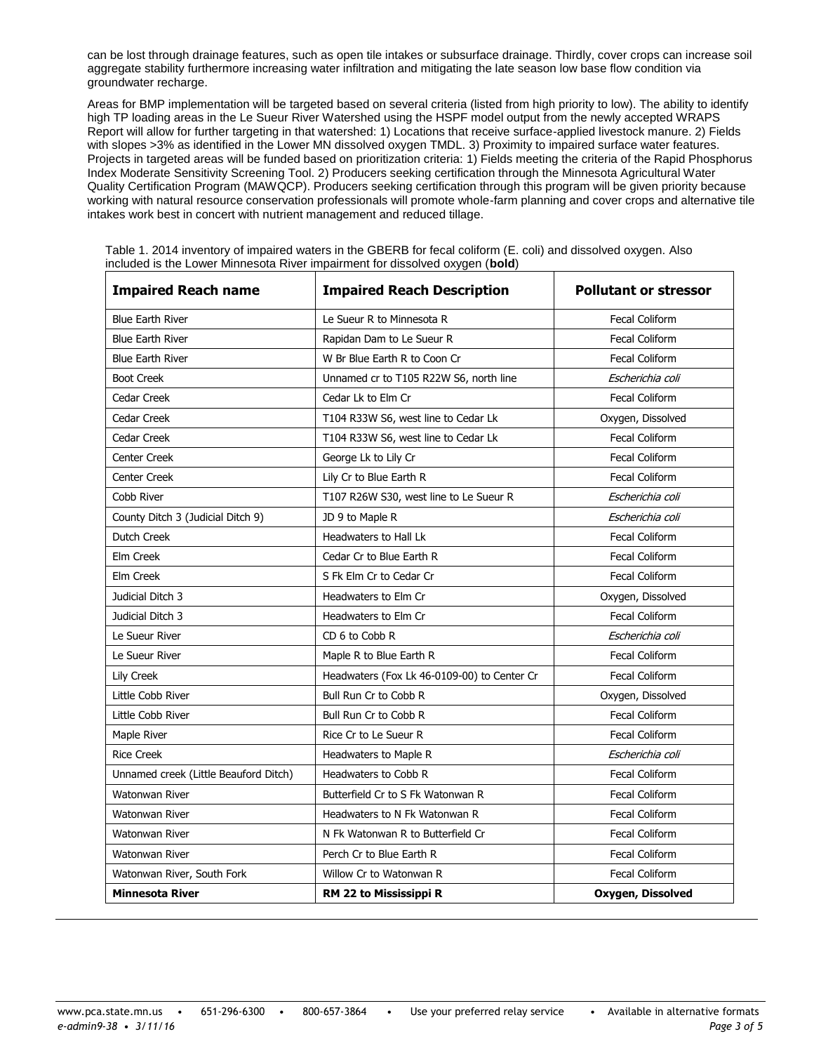can be lost through drainage features, such as open tile intakes or subsurface drainage. Thirdly, cover crops can increase soil aggregate stability furthermore increasing water infiltration and mitigating the late season low base flow condition via groundwater recharge.

Areas for BMP implementation will be targeted based on several criteria (listed from high priority to low). The ability to identify high TP loading areas in the Le Sueur River Watershed using the HSPF model output from the newly accepted WRAPS Report will allow for further targeting in that watershed: 1) Locations that receive surface-applied livestock manure. 2) Fields with slopes >3% as identified in the Lower MN dissolved oxygen TMDL. 3) Proximity to impaired surface water features. Projects in targeted areas will be funded based on prioritization criteria: 1) Fields meeting the criteria of the Rapid Phosphorus Index Moderate Sensitivity Screening Tool. 2) Producers seeking certification through the Minnesota Agricultural Water Quality Certification Program (MAWQCP). Producers seeking certification through this program will be given priority because working with natural resource conservation professionals will promote whole-farm planning and cover crops and alternative tile intakes work best in concert with nutrient management and reduced tillage.

Table 1. 2014 inventory of impaired waters in the GBERB for fecal coliform (E. coli) and dissolved oxygen. Also included is the Lower Minnesota River impairment for dissolved oxygen (**bold**)

| Impaired Reach name | Impaired Reach Description | Pollutant or stressor |
|---|---|---|
| Blue Earth River | Le Sueur R to Minnesota R | Fecal Coliform |
| Blue Earth River | Rapidan Dam to Le Sueur R | Fecal Coliform |
| Blue Earth River | W Br Blue Earth R to Coon Cr | Fecal Coliform |
| Boot Creek | Unnamed cr to T105 R22W S6, north line | *Escherichia coli* |
| Cedar Creek | Cedar Lk to Elm Cr | Fecal Coliform |
| Cedar Creek | T104 R33W S6, west line to Cedar Lk | Oxygen, Dissolved |
| Cedar Creek | T104 R33W S6, west line to Cedar Lk | Fecal Coliform |
| Center Creek | George Lk to Lily Cr | Fecal Coliform |
| Center Creek | Lily Cr to Blue Earth R | Fecal Coliform |
| Cobb River | T107 R26W S30, west line to Le Sueur R | *Escherichia coli* |
| County Ditch 3 (Judicial Ditch 9) | JD 9 to Maple R | *Escherichia coli* |
| Dutch Creek | Headwaters to Hall Lk | Fecal Coliform |
| Elm Creek | Cedar Cr to Blue Earth R | Fecal Coliform |
| Elm Creek | S Fk Elm Cr to Cedar Cr | Fecal Coliform |
| Judicial Ditch 3 | Headwaters to Elm Cr | Oxygen, Dissolved |
| Judicial Ditch 3 | Headwaters to Elm Cr | Fecal Coliform |
| Le Sueur River | CD 6 to Cobb R | *Escherichia coli* |
| Le Sueur River | Maple R to Blue Earth R | Fecal Coliform |
| Lily Creek | Headwaters (Fox Lk 46-0109-00) to Center Cr | Fecal Coliform |
| Little Cobb River | Bull Run Cr to Cobb R | Oxygen, Dissolved |
| Little Cobb River | Bull Run Cr to Cobb R | Fecal Coliform |
| Maple River | Rice Cr to Le Sueur R | Fecal Coliform |
| Rice Creek | Headwaters to Maple R | *Escherichia coli* |
| Unnamed creek (Little Beauford Ditch) | Headwaters to Cobb R | Fecal Coliform |
| Watonwan River | Butterfield Cr to S Fk Watonwan R | Fecal Coliform |
| Watonwan River | Headwaters to N Fk Watonwan R | Fecal Coliform |
| Watonwan River | N Fk Watonwan R to Butterfield Cr | Fecal Coliform |
| Watonwan River | Perch Cr to Blue Earth R | Fecal Coliform |
| Watonwan River, South Fork | Willow Cr to Watonwan R | Fecal Coliform |
| **Minnesota River** | **RM 22 to Mississippi R** | **Oxygen, Dissolved** |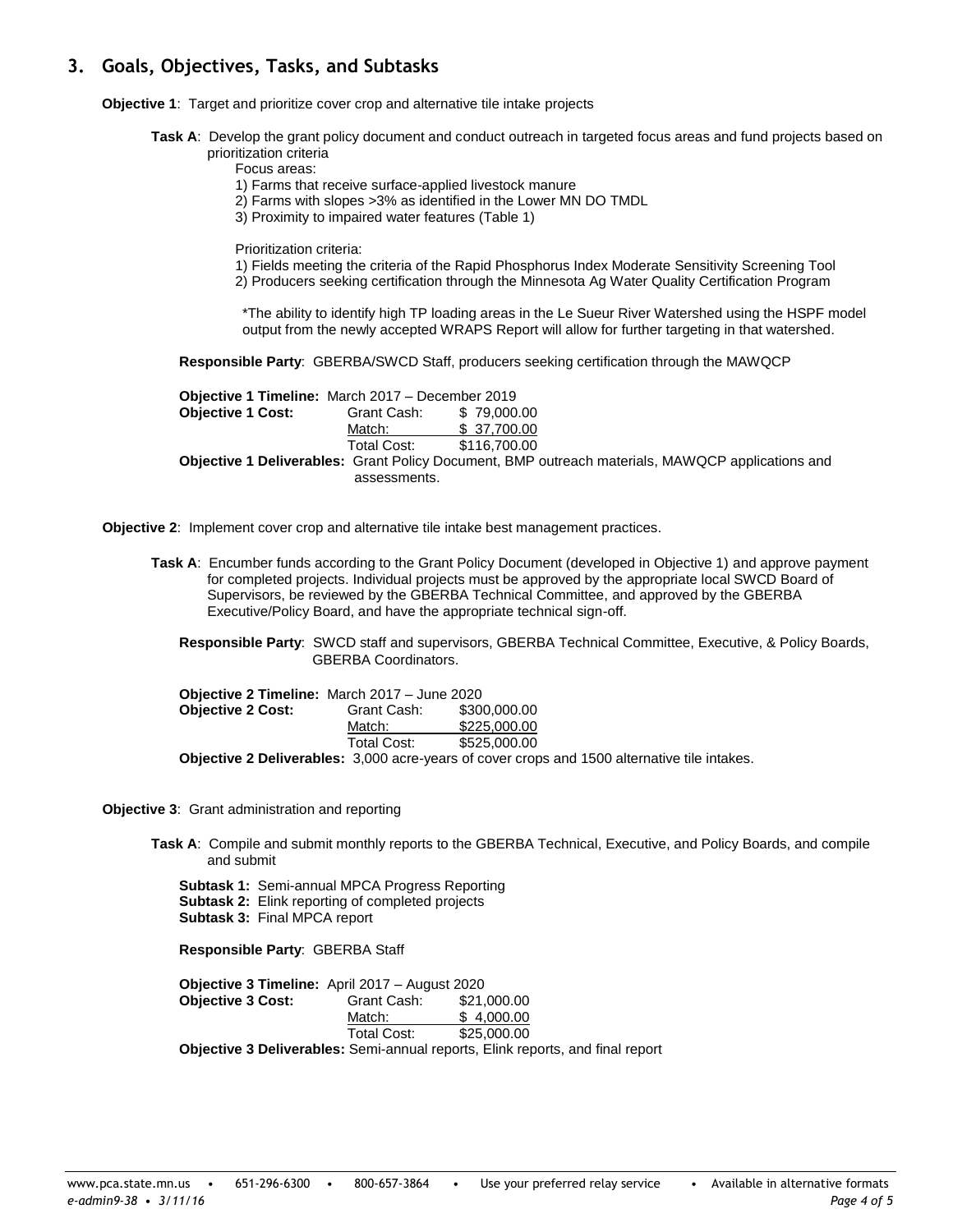## 3. Goals, Objectives, Tasks, and Subtasks

**Objective 1**: Target and prioritize cover crop and alternative tile intake projects

**Task A**: Develop the grant policy document and conduct outreach in targeted focus areas and fund projects based on prioritization criteria

Focus areas:

1) Farms that receive surface-applied livestock manure
2) Farms with slopes >3% as identified in the Lower MN DO TMDL
3) Proximity to impaired water features (Table 1)

Prioritization criteria:

1) Fields meeting the criteria of the Rapid Phosphorus Index Moderate Sensitivity Screening Tool
2) Producers seeking certification through the Minnesota Ag Water Quality Certification Program

*The ability to identify high TP loading areas in the Le Sueur River Watershed using the HSPF model output from the newly accepted WRAPS Report will allow for further targeting in that watershed.

**Responsible Party**: GBERBA/SWCD Staff, producers seeking certification through the MAWQCP

**Objective 1 Timeline:** March 2017 – December 2019

| **Objective 1 Cost:** | Grant Cash: | $ 79,000.00 |
|---|---|---|
| | Match: | $ 37,700.00 |
| | Total Cost: | $116,700.00 |

**Objective 1 Deliverables:** Grant Policy Document, BMP outreach materials, MAWQCP applications and assessments.

**Objective 2**: Implement cover crop and alternative tile intake best management practices.

**Task A**: Encumber funds according to the Grant Policy Document (developed in Objective 1) and approve payment for completed projects. Individual projects must be approved by the appropriate local SWCD Board of Supervisors, be reviewed by the GBERBA Technical Committee, and approved by the GBERBA Executive/Policy Board, and have the appropriate technical sign-off.

**Responsible Party**: SWCD staff and supervisors, GBERBA Technical Committee, Executive, & Policy Boards, GBERBA Coordinators.

**Objective 2 Timeline:** March 2017 – June 2020

| **Objective 2 Cost:** | Grant Cash: | $300,000.00 |
|---|---|---|
| | Match: | $225,000.00 |
| | Total Cost: | $525,000.00 |

**Objective 2 Deliverables:** 3,000 acre-years of cover crops and 1500 alternative tile intakes.

**Objective 3**: Grant administration and reporting

**Task A**: Compile and submit monthly reports to the GBERBA Technical, Executive, and Policy Boards, and compile and submit

**Subtask 1:** Semi-annual MPCA Progress Reporting
**Subtask 2:** Elink reporting of completed projects
**Subtask 3:** Final MPCA report

**Responsible Party**: GBERBA Staff

**Objective 3 Timeline:** April 2017 – August 2020

| **Objective 3 Cost:** | Grant Cash: | $21,000.00 |
|---|---|---|
| | Match: | $ 4,000.00 |
| | Total Cost: | $25,000.00 |

**Objective 3 Deliverables:** Semi-annual reports, Elink reports, and final report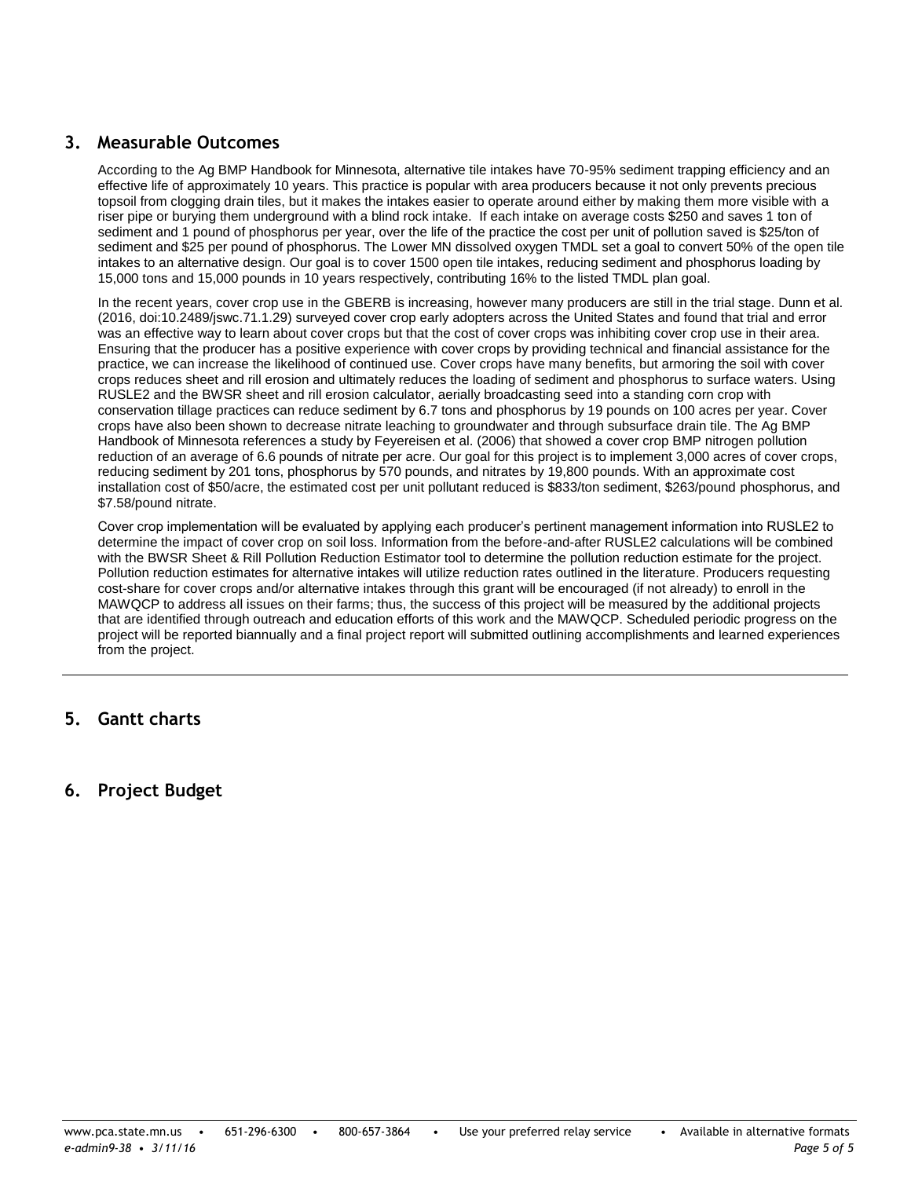## 3. Measurable Outcomes

According to the Ag BMP Handbook for Minnesota, alternative tile intakes have 70-95% sediment trapping efficiency and an effective life of approximately 10 years. This practice is popular with area producers because it not only prevents precious topsoil from clogging drain tiles, but it makes the intakes easier to operate around either by making them more visible with a riser pipe or burying them underground with a blind rock intake. If each intake on average costs $250 and saves 1 ton of sediment and 1 pound of phosphorus per year, over the life of the practice the cost per unit of pollution saved is $25/ton of sediment and $25 per pound of phosphorus. The Lower MN dissolved oxygen TMDL set a goal to convert 50% of the open tile intakes to an alternative design. Our goal is to cover 1500 open tile intakes, reducing sediment and phosphorus loading by 15,000 tons and 15,000 pounds in 10 years respectively, contributing 16% to the listed TMDL plan goal.

In the recent years, cover crop use in the GBERB is increasing, however many producers are still in the trial stage. Dunn et al. (2016, doi:10.2489/jswc.71.1.29) surveyed cover crop early adopters across the United States and found that trial and error was an effective way to learn about cover crops but that the cost of cover crops was inhibiting cover crop use in their area. Ensuring that the producer has a positive experience with cover crops by providing technical and financial assistance for the practice, we can increase the likelihood of continued use. Cover crops have many benefits, but armoring the soil with cover crops reduces sheet and rill erosion and ultimately reduces the loading of sediment and phosphorus to surface waters. Using RUSLE2 and the BWSR sheet and rill erosion calculator, aerially broadcasting seed into a standing corn crop with conservation tillage practices can reduce sediment by 6.7 tons and phosphorus by 19 pounds on 100 acres per year. Cover crops have also been shown to decrease nitrate leaching to groundwater and through subsurface drain tile. The Ag BMP Handbook of Minnesota references a study by Feyereisen et al. (2006) that showed a cover crop BMP nitrogen pollution reduction of an average of 6.6 pounds of nitrate per acre. Our goal for this project is to implement 3,000 acres of cover crops, reducing sediment by 201 tons, phosphorus by 570 pounds, and nitrates by 19,800 pounds. With an approximate cost installation cost of $50/acre, the estimated cost per unit pollutant reduced is $833/ton sediment, $263/pound phosphorus, and $7.58/pound nitrate.

Cover crop implementation will be evaluated by applying each producer's pertinent management information into RUSLE2 to determine the impact of cover crop on soil loss. Information from the before-and-after RUSLE2 calculations will be combined with the BWSR Sheet & Rill Pollution Reduction Estimator tool to determine the pollution reduction estimate for the project. Pollution reduction estimates for alternative intakes will utilize reduction rates outlined in the literature. Producers requesting cost-share for cover crops and/or alternative intakes through this grant will be encouraged (if not already) to enroll in the MAWQCP to address all issues on their farms; thus, the success of this project will be measured by the additional projects that are identified through outreach and education efforts of this work and the MAWQCP. Scheduled periodic progress on the project will be reported biannually and a final project report will submitted outlining accomplishments and learned experiences from the project.

---

## 5. Gantt charts

## 6. Project Budget